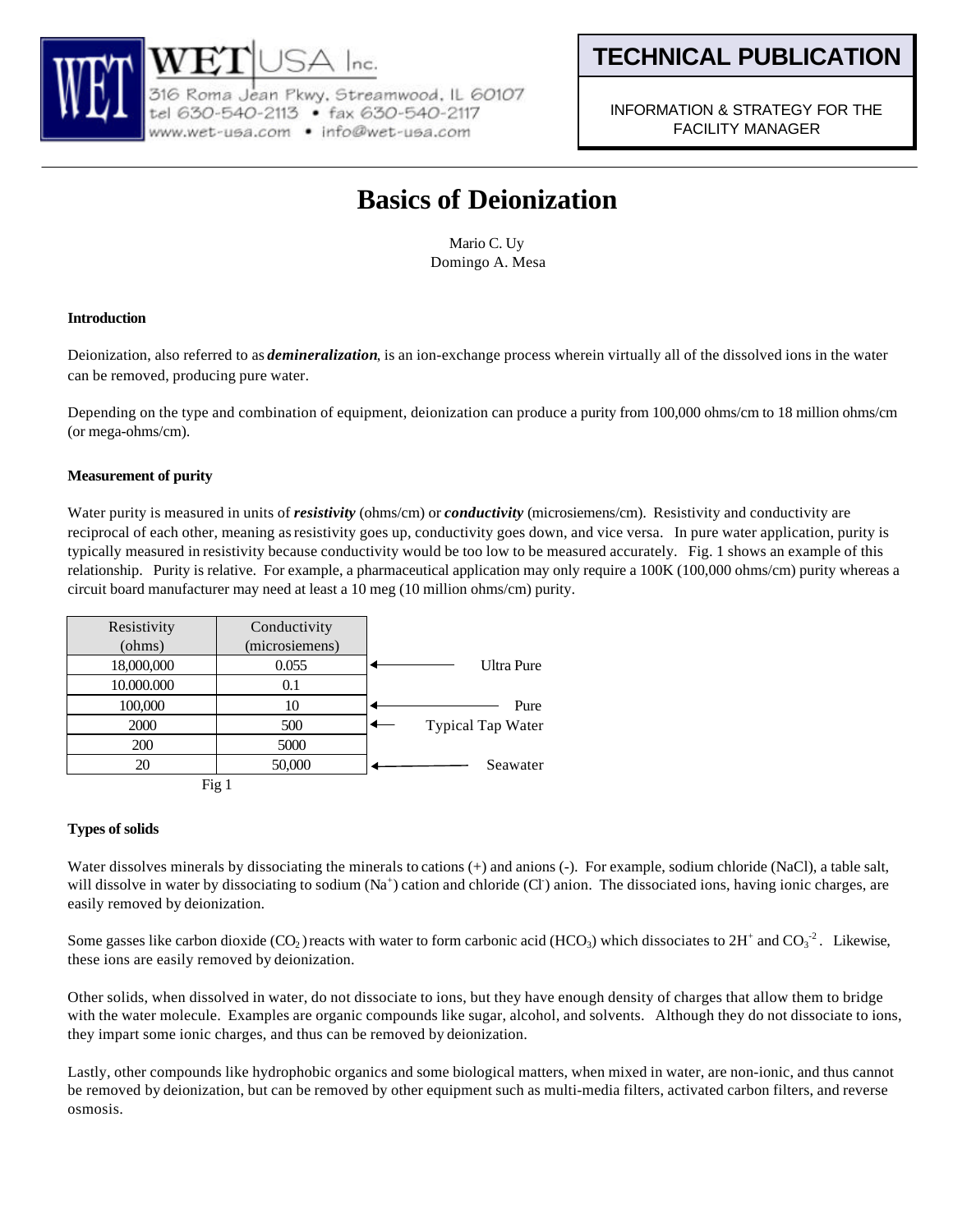WET USA Inc.
316 Roma Jean Pkwy. Streamwood, IL 60107
tel 630-540-2113 • fax 630-540-2117
www.wet-usa.com • info@wet-usa.com

**TECHNICAL PUBLICATION**

INFORMATION & STRATEGY FOR THE FACILITY MANAGER

# Basics of Deionization

Mario C. Uy
Domingo A. Mesa

### Introduction

Deionization, also referred to as ***demineralization***, is an ion-exchange process wherein virtually all of the dissolved ions in the water can be removed, producing pure water.

Depending on the type and combination of equipment, deionization can produce a purity from 100,000 ohms/cm to 18 million ohms/cm (or mega-ohms/cm).

### Measurement of purity

Water purity is measured in units of ***resistivity*** (ohms/cm) or ***conductivity*** (microsiemens/cm). Resistivity and conductivity are reciprocal of each other, meaning as resistivity goes up, conductivity goes down, and vice versa. In pure water application, purity is typically measured in resistivity because conductivity would be too low to be measured accurately. Fig. 1 shows an example of this relationship. Purity is relative. For example, a pharmaceutical application may only require a 100K (100,000 ohms/cm) purity whereas a circuit board manufacturer may need at least a 10 meg (10 million ohms/cm) purity.

| Resistivity (ohms) | Conductivity (microsiemens) | |
|---|---|---|
| 18,000,000 | 0.055 | ← Ultra Pure |
| 10.000.000 | 0.1 | |
| 100,000 | 10 | ← Pure |
| 2000 | 500 | ← Typical Tap Water |
| 200 | 5000 | |
| 20 | 50,000 | ← Seawater |

Fig 1

### Types of solids

Water dissolves minerals by dissociating the minerals to cations (+) and anions (-). For example, sodium chloride (NaCl), a table salt, will dissolve in water by dissociating to sodium ($Na^+$) cation and chloride ($Cl^-$) anion. The dissociated ions, having ionic charges, are easily removed by deionization.

Some gasses like carbon dioxide ($CO_2$) reacts with water to form carbonic acid ($HCO_3$) which dissociates to $2H^+$ and $CO_3^{-2}$. Likewise, these ions are easily removed by deionization.

Other solids, when dissolved in water, do not dissociate to ions, but they have enough density of charges that allow them to bridge with the water molecule. Examples are organic compounds like sugar, alcohol, and solvents. Although they do not dissociate to ions, they impart some ionic charges, and thus can be removed by deionization.

Lastly, other compounds like hydrophobic organics and some biological matters, when mixed in water, are non-ionic, and thus cannot be removed by deionization, but can be removed by other equipment such as multi-media filters, activated carbon filters, and reverse osmosis.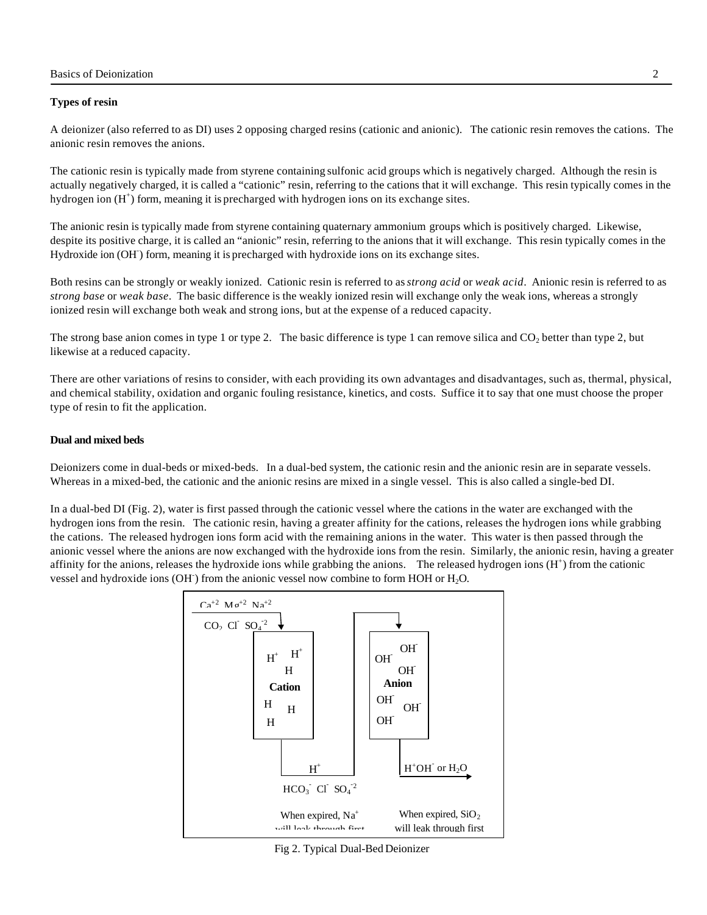### Types of resin

A deionizer (also referred to as DI) uses 2 opposing charged resins (cationic and anionic). The cationic resin removes the cations. The anionic resin removes the anions.

The cationic resin is typically made from styrene containing sulfonic acid groups which is negatively charged. Although the resin is actually negatively charged, it is called a "cationic" resin, referring to the cations that it will exchange. This resin typically comes in the hydrogen ion ($H^+$) form, meaning it is precharged with hydrogen ions on its exchange sites.

The anionic resin is typically made from styrene containing quaternary ammonium groups which is positively charged. Likewise, despite its positive charge, it is called an "anionic" resin, referring to the anions that it will exchange. This resin typically comes in the Hydroxide ion ($OH^-$) form, meaning it is precharged with hydroxide ions on its exchange sites.

Both resins can be strongly or weakly ionized. Cationic resin is referred to as *strong acid* or *weak acid*. Anionic resin is referred to as *strong base* or *weak base*. The basic difference is the weakly ionized resin will exchange only the weak ions, whereas a strongly ionized resin will exchange both weak and strong ions, but at the expense of a reduced capacity.

The strong base anion comes in type 1 or type 2. The basic difference is type 1 can remove silica and $CO_2$ better than type 2, but likewise at a reduced capacity.

There are other variations of resins to consider, with each providing its own advantages and disadvantages, such as, thermal, physical, and chemical stability, oxidation and organic fouling resistance, kinetics, and costs. Suffice it to say that one must choose the proper type of resin to fit the application.

### Dual and mixed beds

Deionizers come in dual-beds or mixed-beds. In a dual-bed system, the cationic resin and the anionic resin are in separate vessels. Whereas in a mixed-bed, the cationic and the anionic resins are mixed in a single vessel. This is also called a single-bed DI.

In a dual-bed DI (Fig. 2), water is first passed through the cationic vessel where the cations in the water are exchanged with the hydrogen ions from the resin. The cationic resin, having a greater affinity for the cations, releases the hydrogen ions while grabbing the cations. The released hydrogen ions form acid with the remaining anions in the water. This water is then passed through the anionic vessel where the anions are now exchanged with the hydroxide ions from the resin. Similarly, the anionic resin, having a greater affinity for the anions, releases the hydroxide ions while grabbing the anions. The released hydrogen ions ($H^+$) from the cationic vessel and hydroxide ions ($OH^-$) from the anionic vessel now combine to form HOH or $H_2O$.

$Ca^{+2}$ $Mg^{+2}$ $Na^{+2}$

$CO_2$ $Cl^-$ $SO_4^{-2}$

$H^+$ $H^+$ H H H H

Cation

$OH^-$ $OH^-$ $OH^-$ $OH^-$ $OH^-$ $OH^-$

Anion

$H^+$

$HCO_3^-$ $Cl^-$ $SO_4^{-2}$

$H^+OH^-$ or $H_2O$

When expired, $Na^+$ will leak through first

When expired, $SiO_2$ will leak through first

Fig 2. Typical Dual-Bed Deionizer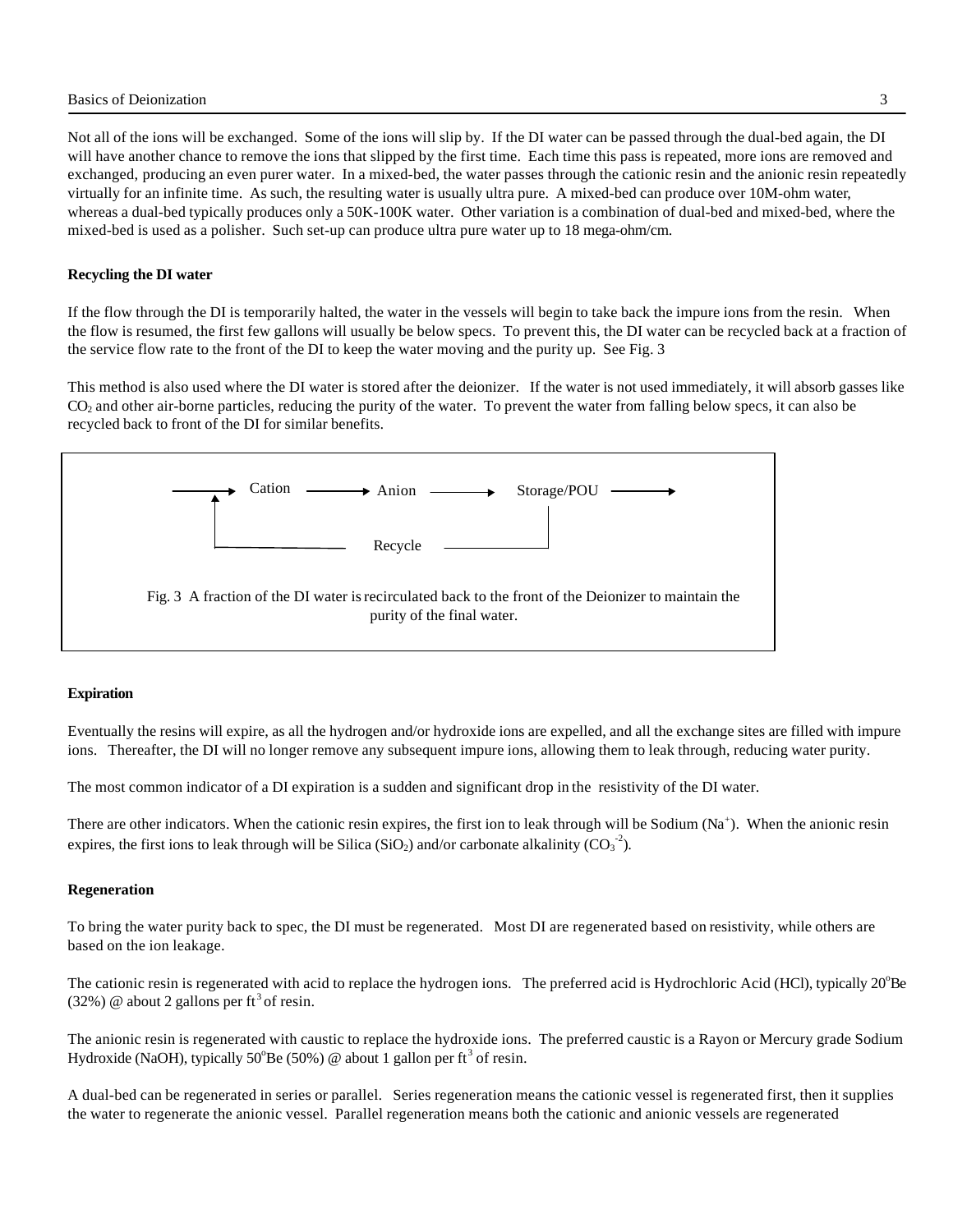Not all of the ions will be exchanged. Some of the ions will slip by. If the DI water can be passed through the dual-bed again, the DI will have another chance to remove the ions that slipped by the first time. Each time this pass is repeated, more ions are removed and exchanged, producing an even purer water. In a mixed-bed, the water passes through the cationic resin and the anionic resin repeatedly virtually for an infinite time. As such, the resulting water is usually ultra pure. A mixed-bed can produce over 10M-ohm water, whereas a dual-bed typically produces only a 50K-100K water. Other variation is a combination of dual-bed and mixed-bed, where the mixed-bed is used as a polisher. Such set-up can produce ultra pure water up to 18 mega-ohm/cm.

**Recycling the DI water**

If the flow through the DI is temporarily halted, the water in the vessels will begin to take back the impure ions from the resin. When the flow is resumed, the first few gallons will usually be below specs. To prevent this, the DI water can be recycled back at a fraction of the service flow rate to the front of the DI to keep the water moving and the purity up. See Fig. 3

This method is also used where the DI water is stored after the deionizer. If the water is not used immediately, it will absorb gasses like $CO_2$ and other air-borne particles, reducing the purity of the water. To prevent the water from falling below specs, it can also be recycled back to front of the DI for similar benefits.

Cation → Anion → Storage/POU →

Recycle

Fig. 3 A fraction of the DI water is recirculated back to the front of the Deionizer to maintain the purity of the final water.

**Expiration**

Eventually the resins will expire, as all the hydrogen and/or hydroxide ions are expelled, and all the exchange sites are filled with impure ions. Thereafter, the DI will no longer remove any subsequent impure ions, allowing them to leak through, reducing water purity.

The most common indicator of a DI expiration is a sudden and significant drop in the resistivity of the DI water.

There are other indicators. When the cationic resin expires, the first ion to leak through will be Sodium ($Na^+$). When the anionic resin expires, the first ions to leak through will be Silica ($SiO_2$) and/or carbonate alkalinity ($CO_3^{-2}$).

**Regeneration**

To bring the water purity back to spec, the DI must be regenerated. Most DI are regenerated based on resistivity, while others are based on the ion leakage.

The cationic resin is regenerated with acid to replace the hydrogen ions. The preferred acid is Hydrochloric Acid (HCl), typically 20°Be (32%) @ about 2 gallons per $ft^3$ of resin.

The anionic resin is regenerated with caustic to replace the hydroxide ions. The preferred caustic is a Rayon or Mercury grade Sodium Hydroxide (NaOH), typically 50°Be (50%) @ about 1 gallon per $ft^3$ of resin.

A dual-bed can be regenerated in series or parallel. Series regeneration means the cationic vessel is regenerated first, then it supplies the water to regenerate the anionic vessel. Parallel regeneration means both the cationic and anionic vessels are regenerated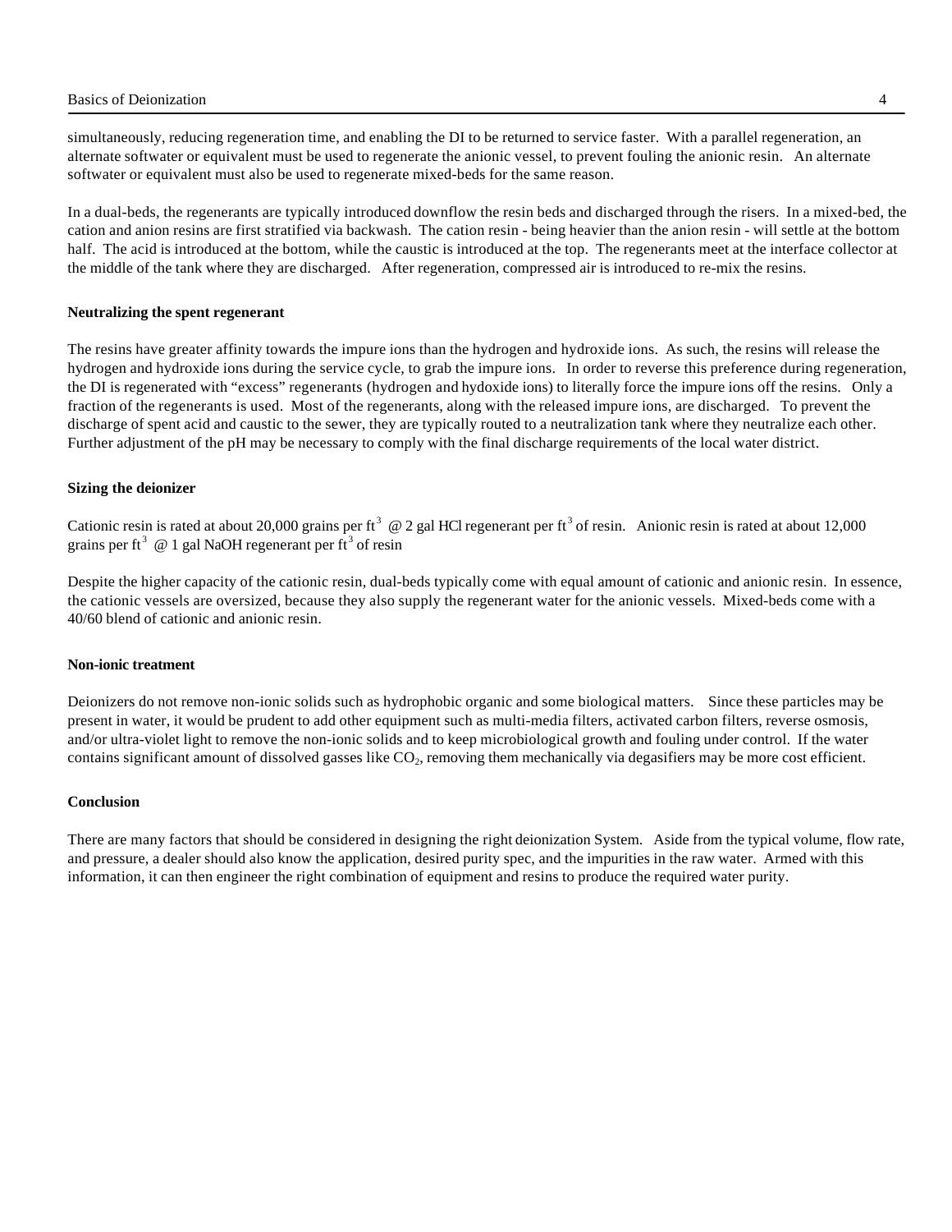simultaneously, reducing regeneration time, and enabling the DI to be returned to service faster. With a parallel regeneration, an alternate softwater or equivalent must be used to regenerate the anionic vessel, to prevent fouling the anionic resin. An alternate softwater or equivalent must also be used to regenerate mixed-beds for the same reason.

In a dual-beds, the regenerants are typically introduced downflow the resin beds and discharged through the risers. In a mixed-bed, the cation and anion resins are first stratified via backwash. The cation resin - being heavier than the anion resin - will settle at the bottom half. The acid is introduced at the bottom, while the caustic is introduced at the top. The regenerants meet at the interface collector at the middle of the tank where they are discharged. After regeneration, compressed air is introduced to re-mix the resins.

**Neutralizing the spent regenerant**

The resins have greater affinity towards the impure ions than the hydrogen and hydroxide ions. As such, the resins will release the hydrogen and hydroxide ions during the service cycle, to grab the impure ions. In order to reverse this preference during regeneration, the DI is regenerated with "excess" regenerants (hydrogen and hydoxide ions) to literally force the impure ions off the resins. Only a fraction of the regenerants is used. Most of the regenerants, along with the released impure ions, are discharged. To prevent the discharge of spent acid and caustic to the sewer, they are typically routed to a neutralization tank where they neutralize each other. Further adjustment of the pH may be necessary to comply with the final discharge requirements of the local water district.

**Sizing the deionizer**

Cationic resin is rated at about 20,000 grains per $ft^3$ @ 2 gal HCl regenerant per $ft^3$ of resin. Anionic resin is rated at about 12,000 grains per $ft^3$ @ 1 gal NaOH regenerant per $ft^3$ of resin

Despite the higher capacity of the cationic resin, dual-beds typically come with equal amount of cationic and anionic resin. In essence, the cationic vessels are oversized, because they also supply the regenerant water for the anionic vessels. Mixed-beds come with a 40/60 blend of cationic and anionic resin.

**Non-ionic treatment**

Deionizers do not remove non-ionic solids such as hydrophobic organic and some biological matters. Since these particles may be present in water, it would be prudent to add other equipment such as multi-media filters, activated carbon filters, reverse osmosis, and/or ultra-violet light to remove the non-ionic solids and to keep microbiological growth and fouling under control. If the water contains significant amount of dissolved gasses like $CO_2$, removing them mechanically via degasifiers may be more cost efficient.

**Conclusion**

There are many factors that should be considered in designing the right deionization System. Aside from the typical volume, flow rate, and pressure, a dealer should also know the application, desired purity spec, and the impurities in the raw water. Armed with this information, it can then engineer the right combination of equipment and resins to produce the required water purity.